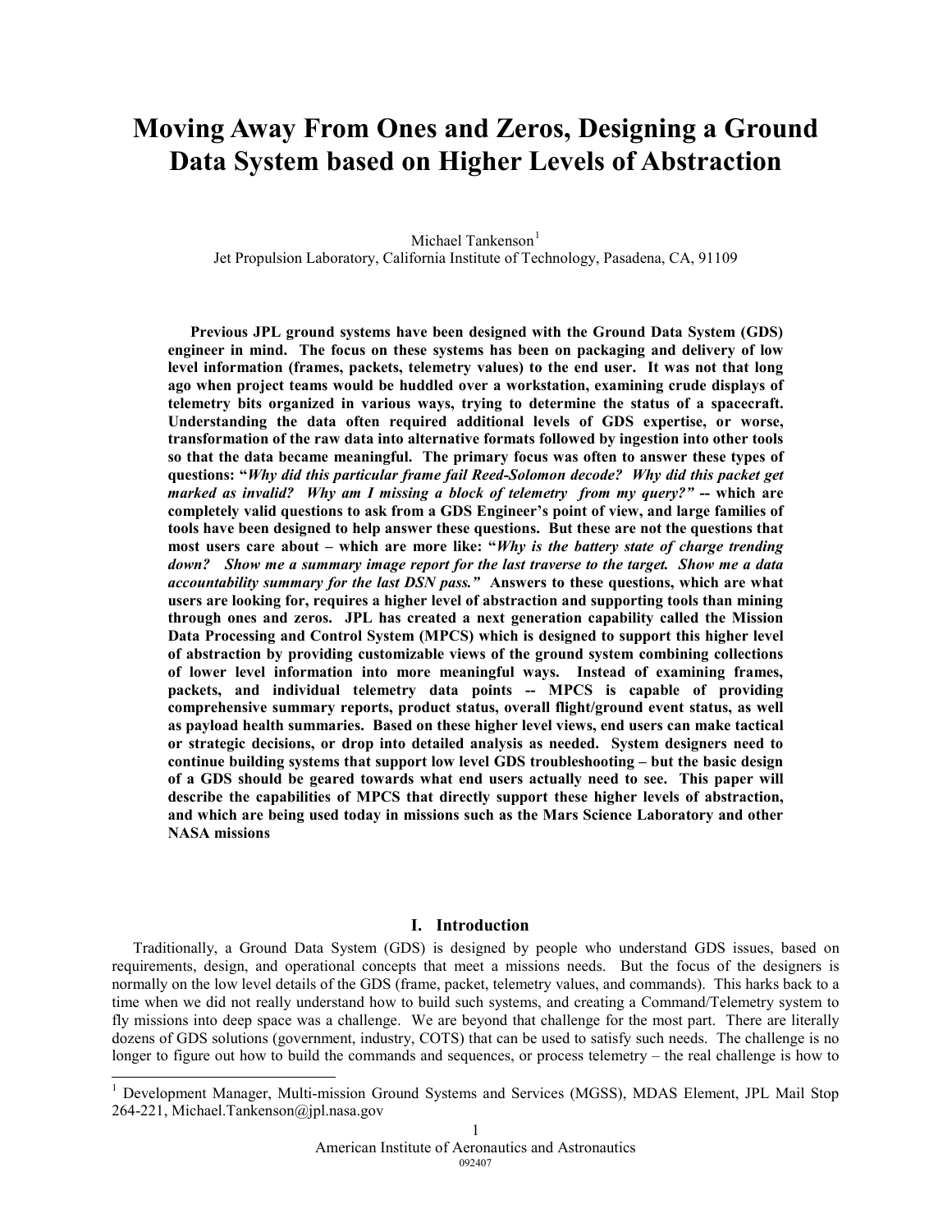# Moving Away From Ones and Zeros, Designing a Ground Data System based on Higher Levels of Abstraction

Michael Tankenson[1]
Jet Propulsion Laboratory, California Institute of Technology, Pasadena, CA, 91109

**Previous JPL ground systems have been designed with the Ground Data System (GDS) engineer in mind. The focus on these systems has been on packaging and delivery of low level information (frames, packets, telemetry values) to the end user. It was not that long ago when project teams would be huddled over a workstation, examining crude displays of telemetry bits organized in various ways, trying to determine the status of a spacecraft. Understanding the data often required additional levels of GDS expertise, or worse, transformation of the raw data into alternative formats followed by ingestion into other tools so that the data became meaningful. The primary focus was often to answer these types of questions: "*Why did this particular frame fail Reed-Solomon decode? Why did this packet get marked as invalid? Why am I missing a block of telemetry from my query?"* -- which are completely valid questions to ask from a GDS Engineer's point of view, and large families of tools have been designed to help answer these questions. But these are not the questions that most users care about – which are more like: "*Why is the battery state of charge trending down? Show me a summary image report for the last traverse to the target. Show me a data accountability summary for the last DSN pass."* Answers to these questions, which are what users are looking for, requires a higher level of abstraction and supporting tools than mining through ones and zeros. JPL has created a next generation capability called the Mission Data Processing and Control System (MPCS) which is designed to support this higher level of abstraction by providing customizable views of the ground system combining collections of lower level information into more meaningful ways. Instead of examining frames, packets, and individual telemetry data points -- MPCS is capable of providing comprehensive summary reports, product status, overall flight/ground event status, as well as payload health summaries. Based on these higher level views, end users can make tactical or strategic decisions, or drop into detailed analysis as needed. System designers need to continue building systems that support low level GDS troubleshooting – but the basic design of a GDS should be geared towards what end users actually need to see. This paper will describe the capabilities of MPCS that directly support these higher levels of abstraction, and which are being used today in missions such as the Mars Science Laboratory and other NASA missions**

## I. Introduction

Traditionally, a Ground Data System (GDS) is designed by people who understand GDS issues, based on requirements, design, and operational concepts that meet a missions needs. But the focus of the designers is normally on the low level details of the GDS (frame, packet, telemetry values, and commands). This harks back to a time when we did not really understand how to build such systems, and creating a Command/Telemetry system to fly missions into deep space was a challenge. We are beyond that challenge for the most part. There are literally dozens of GDS solutions (government, industry, COTS) that can be used to satisfy such needs. The challenge is no longer to figure out how to build the commands and sequences, or process telemetry – the real challenge is how to

[1] Development Manager, Multi-mission Ground Systems and Services (MGSS), MDAS Element, JPL Mail Stop 264-221, Michael.Tankenson@jpl.nasa.gov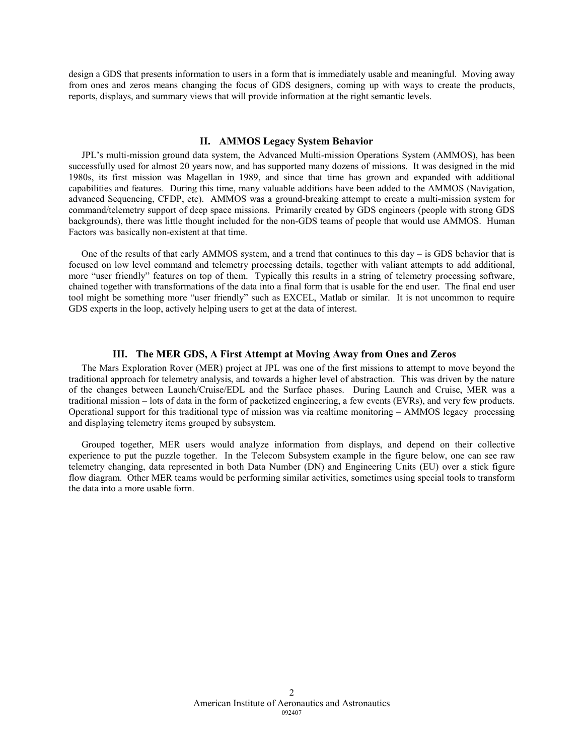design a GDS that presents information to users in a form that is immediately usable and meaningful. Moving away from ones and zeros means changing the focus of GDS designers, coming up with ways to create the products, reports, displays, and summary views that will provide information at the right semantic levels.

## II. AMMOS Legacy System Behavior

JPL's multi-mission ground data system, the Advanced Multi-mission Operations System (AMMOS), has been successfully used for almost 20 years now, and has supported many dozens of missions. It was designed in the mid 1980s, its first mission was Magellan in 1989, and since that time has grown and expanded with additional capabilities and features. During this time, many valuable additions have been added to the AMMOS (Navigation, advanced Sequencing, CFDP, etc). AMMOS was a ground-breaking attempt to create a multi-mission system for command/telemetry support of deep space missions. Primarily created by GDS engineers (people with strong GDS backgrounds), there was little thought included for the non-GDS teams of people that would use AMMOS. Human Factors was basically non-existent at that time.

One of the results of that early AMMOS system, and a trend that continues to this day – is GDS behavior that is focused on low level command and telemetry processing details, together with valiant attempts to add additional, more "user friendly" features on top of them. Typically this results in a string of telemetry processing software, chained together with transformations of the data into a final form that is usable for the end user. The final end user tool might be something more "user friendly" such as EXCEL, Matlab or similar. It is not uncommon to require GDS experts in the loop, actively helping users to get at the data of interest.

## III. The MER GDS, A First Attempt at Moving Away from Ones and Zeros

The Mars Exploration Rover (MER) project at JPL was one of the first missions to attempt to move beyond the traditional approach for telemetry analysis, and towards a higher level of abstraction. This was driven by the nature of the changes between Launch/Cruise/EDL and the Surface phases. During Launch and Cruise, MER was a traditional mission – lots of data in the form of packetized engineering, a few events (EVRs), and very few products. Operational support for this traditional type of mission was via realtime monitoring – AMMOS legacy processing and displaying telemetry items grouped by subsystem.

Grouped together, MER users would analyze information from displays, and depend on their collective experience to put the puzzle together. In the Telecom Subsystem example in the figure below, one can see raw telemetry changing, data represented in both Data Number (DN) and Engineering Units (EU) over a stick figure flow diagram. Other MER teams would be performing similar activities, sometimes using special tools to transform the data into a more usable form.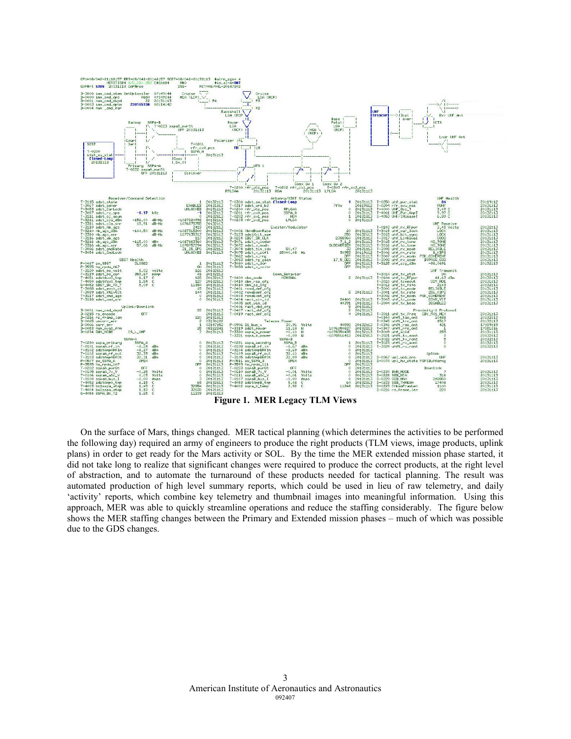**Figure 1. MER Legacy TLM Views**

On the surface of Mars, things changed. MER tactical planning (which determines the activities to be performed the following day) required an army of engineers to produce the right products (TLM views, image products, uplink plans) in order to get ready for the Mars activity or SOL. By the time the MER extended mission phase started, it did not take long to realize that significant changes were required to produce the correct products, at the right level of abstraction, and to automate the turnaround of these products needed for tactical planning. The result was automated production of high level summary reports, which could be used in lieu of raw telemetry, and daily 'activity' reports, which combine key telemetry and thumbnail images into meaningful information. Using this approach, MER was able to quickly streamline operations and reduce the staffing considerably. The figure below shows the MER staffing changes between the Primary and Extended mission phases – much of which was possible due to the GDS changes.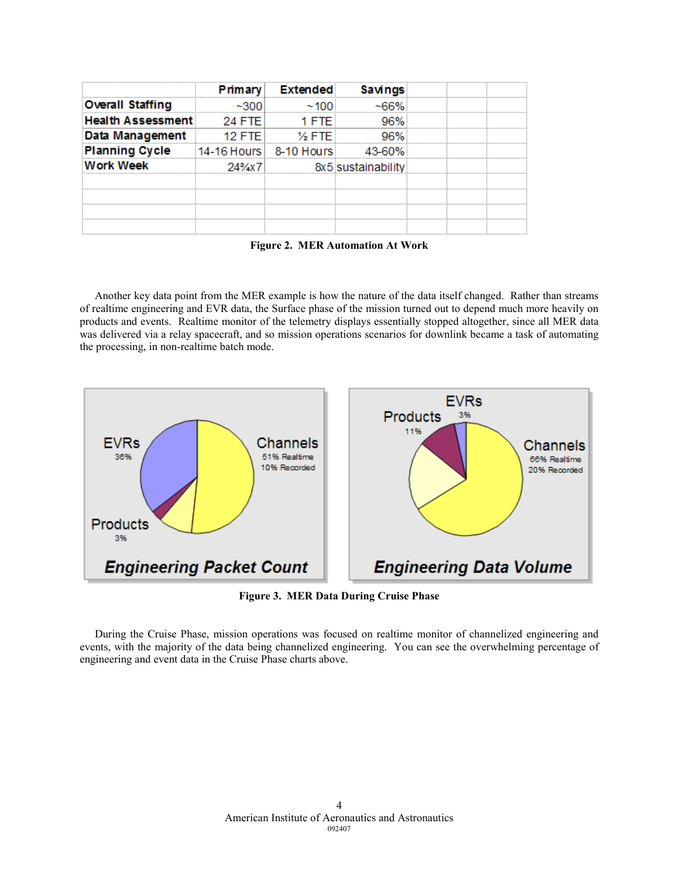| | Primary | Extended | Savings |
|---|---|---|---|
| **Overall Staffing** | ~300 | ~100 | ~66% |
| **Health Assessment** | 24 FTE | 1 FTE | 96% |
| **Data Management** | 12 FTE | ½ FTE | 96% |
| **Planning Cycle** | 14-16 Hours | 8-10 Hours | 43-60% |
| **Work Week** | 24¾x7 | 8x5 | sustainability |

**Figure 2. MER Automation At Work**

Another key data point from the MER example is how the nature of the data itself changed. Rather than streams of realtime engineering and EVR data, the Surface phase of the mission turned out to depend much more heavily on products and events. Realtime monitor of the telemetry displays essentially stopped altogether, since all MER data was delivered via a relay spacecraft, and so mission operations scenarios for downlink became a task of automating the processing, in non-realtime batch mode.

**Figure 3. MER Data During Cruise Phase**

During the Cruise Phase, mission operations was focused on realtime monitor of channelized engineering and events, with the majority of the data being channelized engineering. You can see the overwhelming percentage of engineering and event data in the Cruise Phase charts above.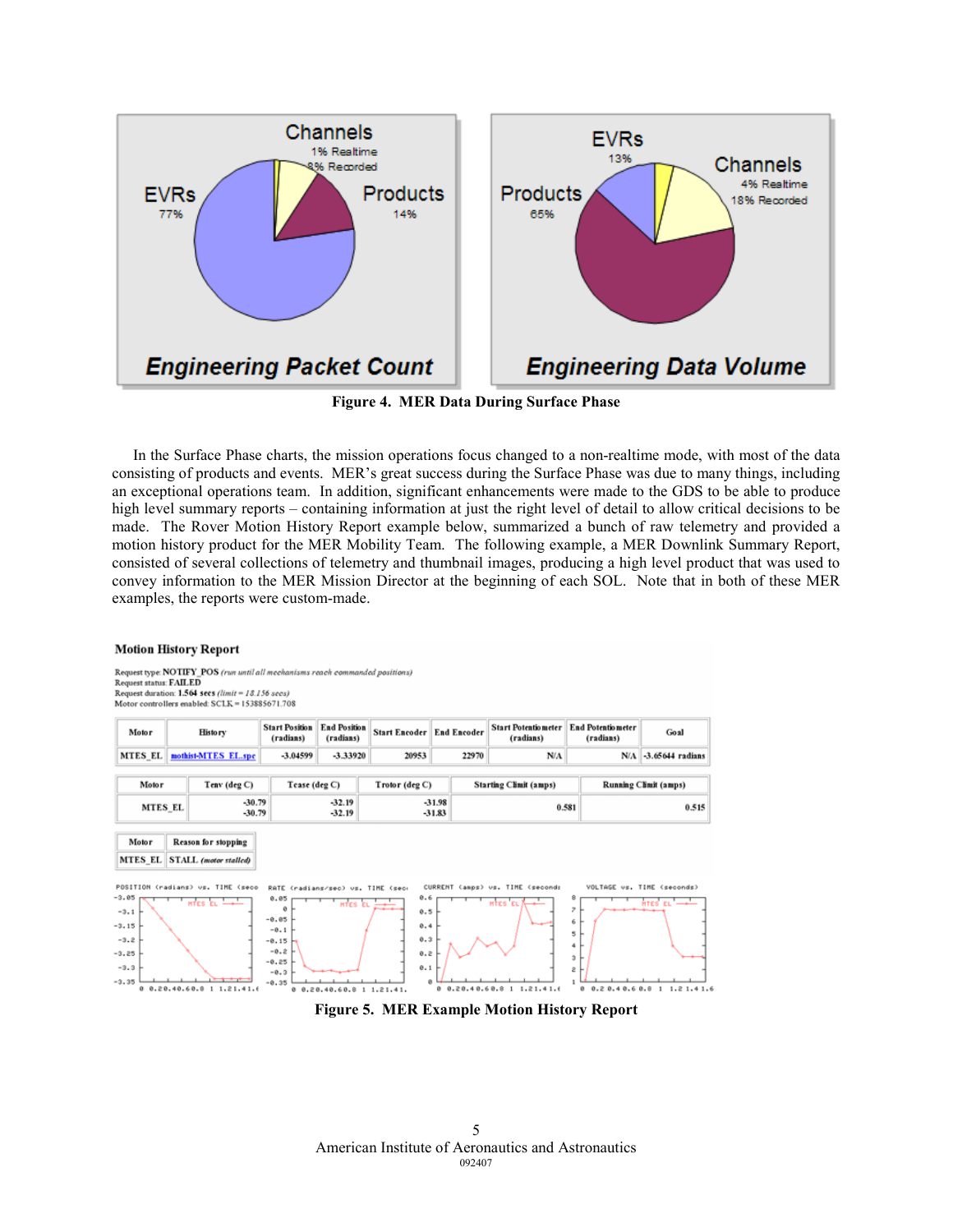Figure 4. MER Data During Surface Phase

In the Surface Phase charts, the mission operations focus changed to a non-realtime mode, with most of the data consisting of products and events. MER's great success during the Surface Phase was due to many things, including an exceptional operations team. In addition, significant enhancements were made to the GDS to be able to produce high level summary reports – containing information at just the right level of detail to allow critical decisions to be made. The Rover Motion History Report example below, summarized a bunch of raw telemetry and provided a motion history product for the MER Mobility Team. The following example, a MER Downlink Summary Report, consisted of several collections of telemetry and thumbnail images, producing a high level product that was used to convey information to the MER Mission Director at the beginning of each SOL. Note that in both of these MER examples, the reports were custom-made.

Figure 5. MER Example Motion History Report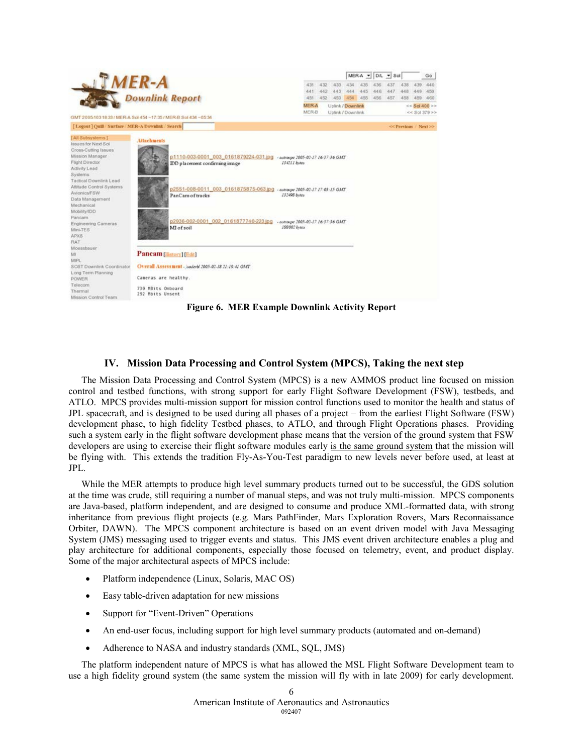Figure 6. MER Example Downlink Activity Report

## IV. Mission Data Processing and Control System (MPCS), Taking the next step

The Mission Data Processing and Control System (MPCS) is a new AMMOS product line focused on mission control and testbed functions, with strong support for early Flight Software Development (FSW), testbeds, and ATLO. MPCS provides multi-mission support for mission control functions used to monitor the health and status of JPL spacecraft, and is designed to be used during all phases of a project – from the earliest Flight Software (FSW) development phase, to high fidelity Testbed phases, to ATLO, and through Flight Operations phases. Providing such a system early in the flight software development phase means that the version of the ground system that FSW developers are using to exercise their flight software modules early is the same ground system that the mission will be flying with. This extends the tradition Fly-As-You-Test paradigm to new levels never before used, at least at JPL.

While the MER attempts to produce high level summary products turned out to be successful, the GDS solution at the time was crude, still requiring a number of manual steps, and was not truly multi-mission. MPCS components are Java-based, platform independent, and are designed to consume and produce XML-formatted data, with strong inheritance from previous flight projects (e.g. Mars PathFinder, Mars Exploration Rovers, Mars Reconnaissance Orbiter, DAWN). The MPCS component architecture is based on an event driven model with Java Messaging System (JMS) messaging used to trigger events and status. This JMS event driven architecture enables a plug and play architecture for additional components, especially those focused on telemetry, event, and product display. Some of the major architectural aspects of MPCS include:

- Platform independence (Linux, Solaris, MAC OS)
- Easy table-driven adaptation for new missions
- Support for "Event-Driven" Operations
- An end-user focus, including support for high level summary products (automated and on-demand)
- Adherence to NASA and industry standards (XML, SQL, JMS)

The platform independent nature of MPCS is what has allowed the MSL Flight Software Development team to use a high fidelity ground system (the same system the mission will fly with in late 2009) for early development.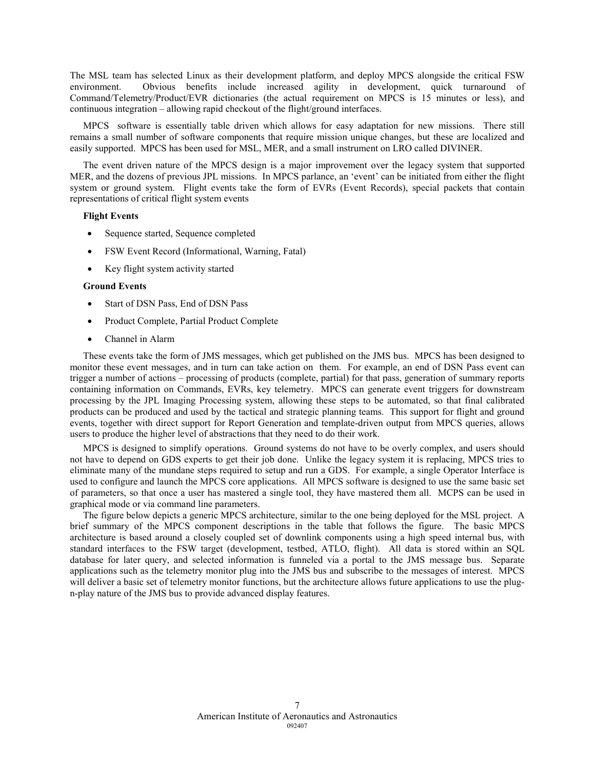The MSL team has selected Linux as their development platform, and deploy MPCS alongside the critical FSW environment. Obvious benefits include increased agility in development, quick turnaround of Command/Telemetry/Product/EVR dictionaries (the actual requirement on MPCS is 15 minutes or less), and continuous integration – allowing rapid checkout of the flight/ground interfaces.

MPCS software is essentially table driven which allows for easy adaptation for new missions. There still remains a small number of software components that require mission unique changes, but these are localized and easily supported. MPCS has been used for MSL, MER, and a small instrument on LRO called DIVINER.

The event driven nature of the MPCS design is a major improvement over the legacy system that supported MER, and the dozens of previous JPL missions. In MPCS parlance, an 'event' can be initiated from either the flight system or ground system. Flight events take the form of EVRs (Event Records), special packets that contain representations of critical flight system events

**Flight Events**

- Sequence started, Sequence completed
- FSW Event Record (Informational, Warning, Fatal)
- Key flight system activity started

**Ground Events**

- Start of DSN Pass, End of DSN Pass
- Product Complete, Partial Product Complete
- Channel in Alarm

These events take the form of JMS messages, which get published on the JMS bus. MPCS has been designed to monitor these event messages, and in turn can take action on them. For example, an end of DSN Pass event can trigger a number of actions – processing of products (complete, partial) for that pass, generation of summary reports containing information on Commands, EVRs, key telemetry. MPCS can generate event triggers for downstream processing by the JPL Imaging Processing system, allowing these steps to be automated, so that final calibrated products can be produced and used by the tactical and strategic planning teams. This support for flight and ground events, together with direct support for Report Generation and template-driven output from MPCS queries, allows users to produce the higher level of abstractions that they need to do their work.

MPCS is designed to simplify operations. Ground systems do not have to be overly complex, and users should not have to depend on GDS experts to get their job done. Unlike the legacy system it is replacing, MPCS tries to eliminate many of the mundane steps required to setup and run a GDS. For example, a single Operator Interface is used to configure and launch the MPCS core applications. All MPCS software is designed to use the same basic set of parameters, so that once a user has mastered a single tool, they have mastered them all. MCPS can be used in graphical mode or via command line parameters.

The figure below depicts a generic MPCS architecture, similar to the one being deployed for the MSL project. A brief summary of the MPCS component descriptions in the table that follows the figure. The basic MPCS architecture is based around a closely coupled set of downlink components using a high speed internal bus, with standard interfaces to the FSW target (development, testbed, ATLO, flight). All data is stored within an SQL database for later query, and selected information is funneled via a portal to the JMS message bus. Separate applications such as the telemetry monitor plug into the JMS bus and subscribe to the messages of interest. MPCS will deliver a basic set of telemetry monitor functions, but the architecture allows future applications to use the plug-n-play nature of the JMS bus to provide advanced display features.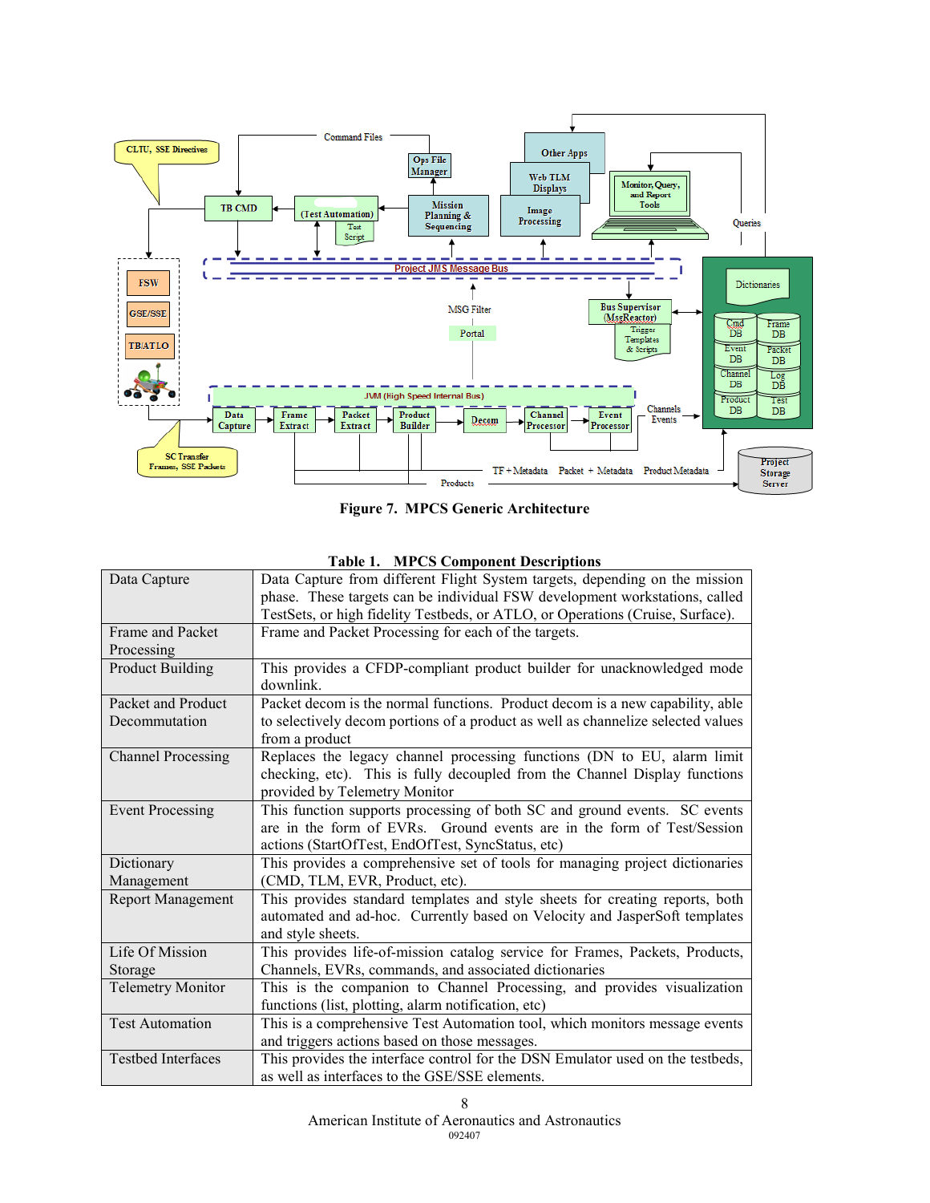Figure 7. MPCS Generic Architecture

**Table 1. MPCS Component Descriptions**

| Component | Description |
|---|---|
| Data Capture | Data Capture from different Flight System targets, depending on the mission phase. These targets can be individual FSW development workstations, called TestSets, or high fidelity Testbeds, or ATLO, or Operations (Cruise, Surface). |
| Frame and Packet Processing | Frame and Packet Processing for each of the targets. |
| Product Building | This provides a CFDP-compliant product builder for unacknowledged mode downlink. |
| Packet and Product Decommutation | Packet decom is the normal functions. Product decom is a new capability, able to selectively decom portions of a product as well as channelize selected values from a product |
| Channel Processing | Replaces the legacy channel processing functions (DN to EU, alarm limit checking, etc). This is fully decoupled from the Channel Display functions provided by Telemetry Monitor |
| Event Processing | This function supports processing of both SC and ground events. SC events are in the form of EVRs. Ground events are in the form of Test/Session actions (StartOfTest, EndOfTest, SyncStatus, etc) |
| Dictionary Management | This provides a comprehensive set of tools for managing project dictionaries (CMD, TLM, EVR, Product, etc). |
| Report Management | This provides standard templates and style sheets for creating reports, both automated and ad-hoc. Currently based on Velocity and JasperSoft templates and style sheets. |
| Life Of Mission Storage | This provides life-of-mission catalog service for Frames, Packets, Products, Channels, EVRs, commands, and associated dictionaries |
| Telemetry Monitor | This is the companion to Channel Processing, and provides visualization functions (list, plotting, alarm notification, etc) |
| Test Automation | This is a comprehensive Test Automation tool, which monitors message events and triggers actions based on those messages. |
| Testbed Interfaces | This provides the interface control for the DSN Emulator used on the testbeds, as well as interfaces to the GSE/SSE elements. |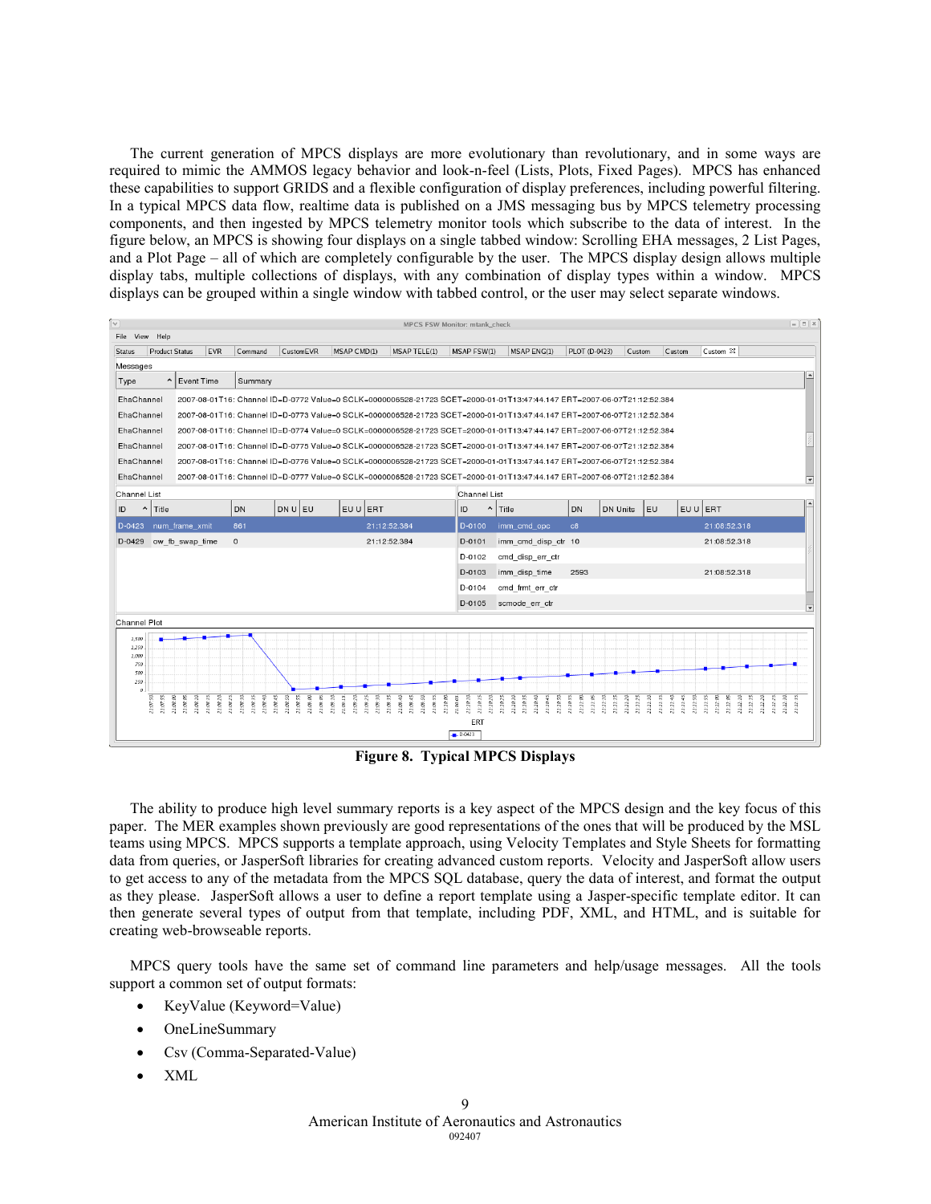The current generation of MPCS displays are more evolutionary than revolutionary, and in some ways are required to mimic the AMMOS legacy behavior and look-n-feel (Lists, Plots, Fixed Pages). MPCS has enhanced these capabilities to support GRIDS and a flexible configuration of display preferences, including powerful filtering. In a typical MPCS data flow, realtime data is published on a JMS messaging bus by MPCS telemetry processing components, and then ingested by MPCS telemetry monitor tools which subscribe to the data of interest. In the figure below, an MPCS is showing four displays on a single tabbed window: Scrolling EHA messages, 2 List Pages, and a Plot Page – all of which are completely configurable by the user. The MPCS display design allows multiple display tabs, multiple collections of displays, with any combination of display types within a window. MPCS displays can be grouped within a single window with tabbed control, or the user may select separate windows.

**Figure 8. Typical MPCS Displays**

The ability to produce high level summary reports is a key aspect of the MPCS design and the key focus of this paper. The MER examples shown previously are good representations of the ones that will be produced by the MSL teams using MPCS. MPCS supports a template approach, using Velocity Templates and Style Sheets for formatting data from queries, or JasperSoft libraries for creating advanced custom reports. Velocity and JasperSoft allow users to get access to any of the metadata from the MPCS SQL database, query the data of interest, and format the output as they please. JasperSoft allows a user to define a report template using a Jasper-specific template editor. It can then generate several types of output from that template, including PDF, XML, and HTML, and is suitable for creating web-browseable reports.

MPCS query tools have the same set of command line parameters and help/usage messages. All the tools support a common set of output formats:

- KeyValue (Keyword=Value)
- OneLineSummary
- Csv (Comma-Separated-Value)
- XML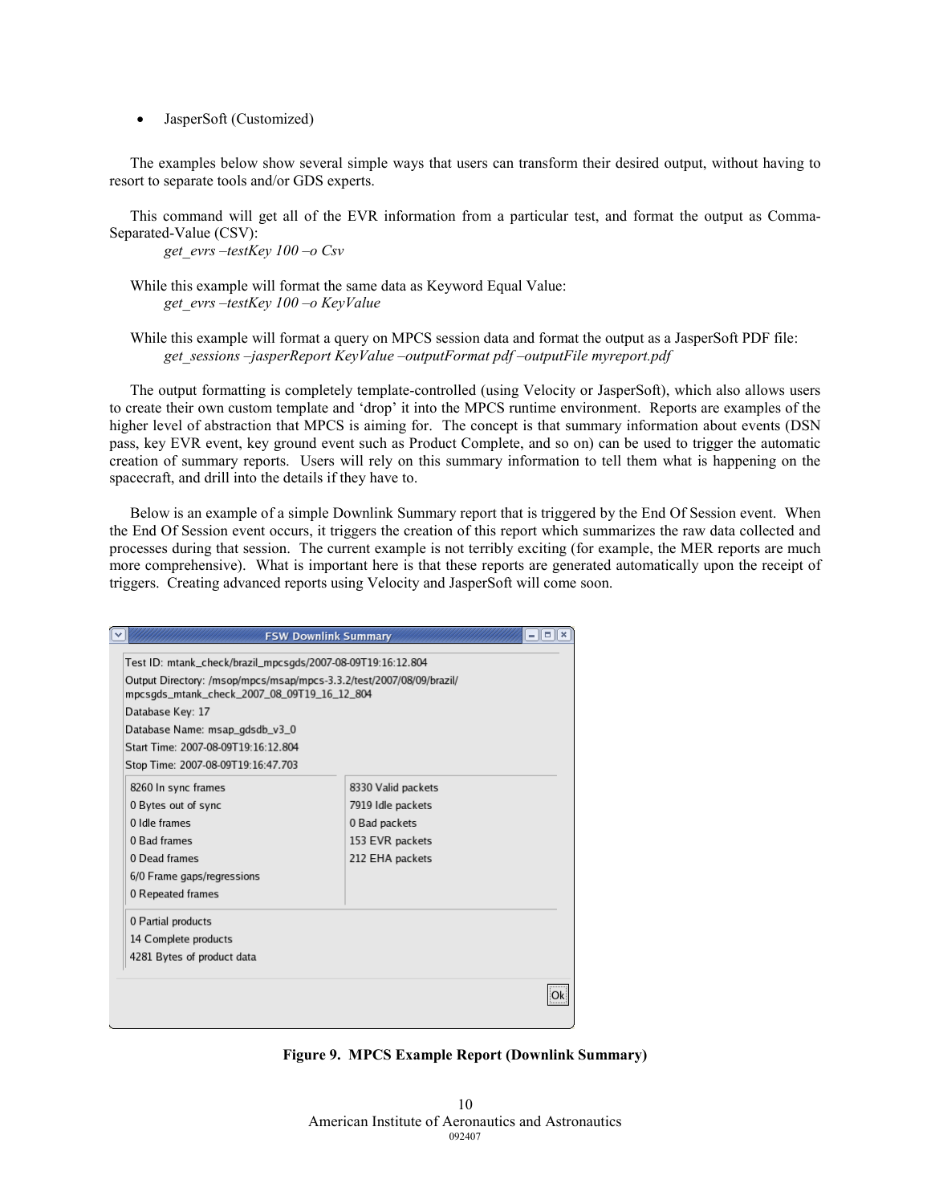- JasperSoft (Customized)

The examples below show several simple ways that users can transform their desired output, without having to resort to separate tools and/or GDS experts.

This command will get all of the EVR information from a particular test, and format the output as Comma-Separated-Value (CSV):

*get_evrs –testKey 100 –o Csv*

While this example will format the same data as Keyword Equal Value:

*get_evrs –testKey 100 –o KeyValue*

While this example will format a query on MPCS session data and format the output as a JasperSoft PDF file:

*get_sessions –jasperReport KeyValue –outputFormat pdf –outputFile myreport.pdf*

The output formatting is completely template-controlled (using Velocity or JasperSoft), which also allows users to create their own custom template and 'drop' it into the MPCS runtime environment. Reports are examples of the higher level of abstraction that MPCS is aiming for. The concept is that summary information about events (DSN pass, key EVR event, key ground event such as Product Complete, and so on) can be used to trigger the automatic creation of summary reports. Users will rely on this summary information to tell them what is happening on the spacecraft, and drill into the details if they have to.

Below is an example of a simple Downlink Summary report that is triggered by the End Of Session event. When the End Of Session event occurs, it triggers the creation of this report which summarizes the raw data collected and processes during that session. The current example is not terribly exciting (for example, the MER reports are much more comprehensive). What is important here is that these reports are generated automatically upon the receipt of triggers. Creating advanced reports using Velocity and JasperSoft will come soon.

FSW Downlink Summary

Test ID: mtank_check/brazil_mpcsgds/2007-08-09T19:16:12.804
Output Directory: /msop/mpcs/msap/mpcs-3.3.2/test/2007/08/09/brazil/mpcsgds_mtank_check_2007_08_09T19_16_12_804
Database Key: 17
Database Name: msap_gdsdb_v3_0
Start Time: 2007-08-09T19:16:12.804
Stop Time: 2007-08-09T19:16:47.703

| | |
|---|---|
| 8260 In sync frames | 8330 Valid packets |
| 0 Bytes out of sync | 7919 Idle packets |
| 0 Idle frames | 0 Bad packets |
| 0 Bad frames | 153 EVR packets |
| 0 Dead frames | 212 EHA packets |
| 6/0 Frame gaps/regressions | |
| 0 Repeated frames | |

0 Partial products
14 Complete products
4281 Bytes of product data

Ok

**Figure 9. MPCS Example Report (Downlink Summary)**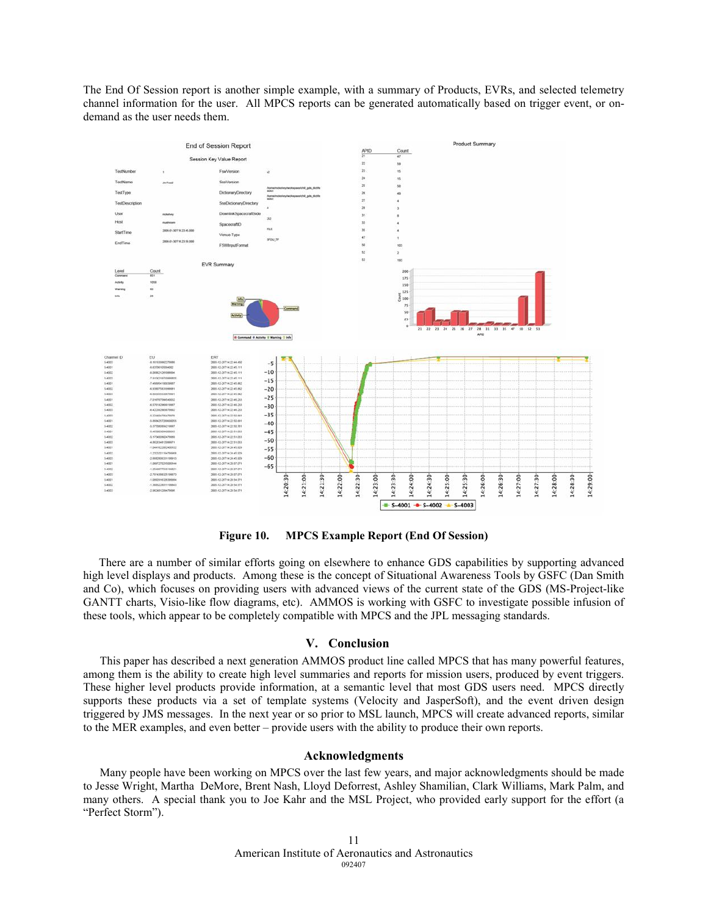The End Of Session report is another simple example, with a summary of Products, EVRs, and selected telemetry channel information for the user. All MPCS reports can be generated automatically based on trigger event, or on-demand as the user needs them.

**Figure 10. MPCS Example Report (End Of Session)**

There are a number of similar efforts going on elsewhere to enhance GDS capabilities by supporting advanced high level displays and products. Among these is the concept of Situational Awareness Tools by GSFC (Dan Smith and Co), which focuses on providing users with advanced views of the current state of the GDS (MS-Project-like GANTT charts, Visio-like flow diagrams, etc). AMMOS is working with GSFC to investigate possible infusion of these tools, which appear to be completely compatible with MPCS and the JPL messaging standards.

## V. Conclusion

This paper has described a next generation AMMOS product line called MPCS that has many powerful features, among them is the ability to create high level summaries and reports for mission users, produced by event triggers. These higher level products provide information, at a semantic level that most GDS users need. MPCS directly supports these products via a set of template systems (Velocity and JasperSoft), and the event driven design triggered by JMS messages. In the next year or so prior to MSL launch, MPCS will create advanced reports, similar to the MER examples, and even better – provide users with the ability to produce their own reports.

## Acknowledgments

Many people have been working on MPCS over the last few years, and major acknowledgments should be made to Jesse Wright, Martha DeMore, Brent Nash, Lloyd Deforrest, Ashley Shamilian, Clark Williams, Mark Palm, and many others. A special thank you to Joe Kahr and the MSL Project, who provided early support for the effort (a "Perfect Storm").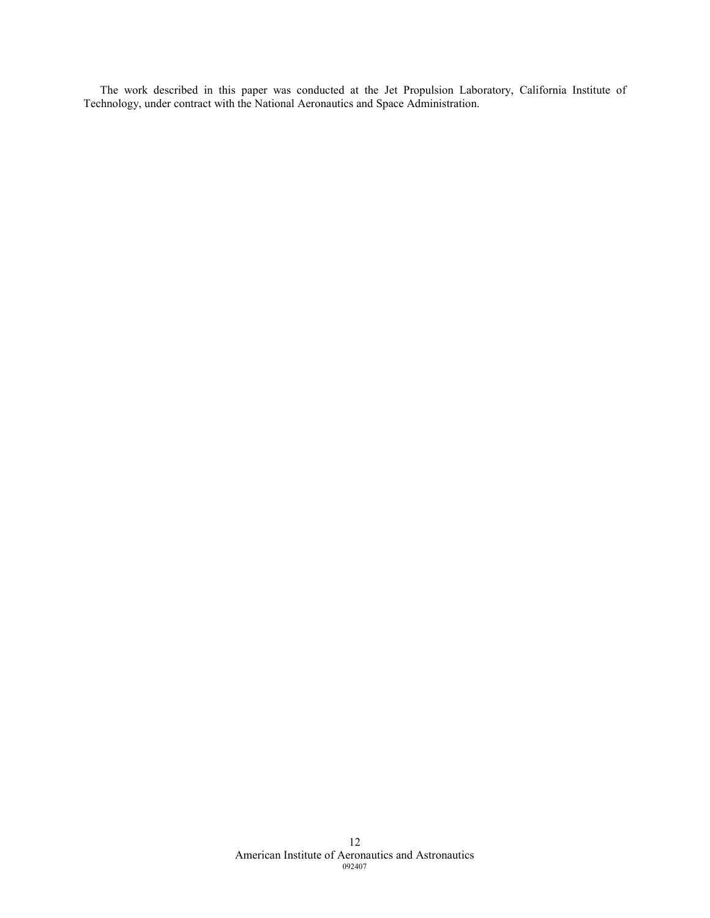The work described in this paper was conducted at the Jet Propulsion Laboratory, California Institute of Technology, under contract with the National Aeronautics and Space Administration.